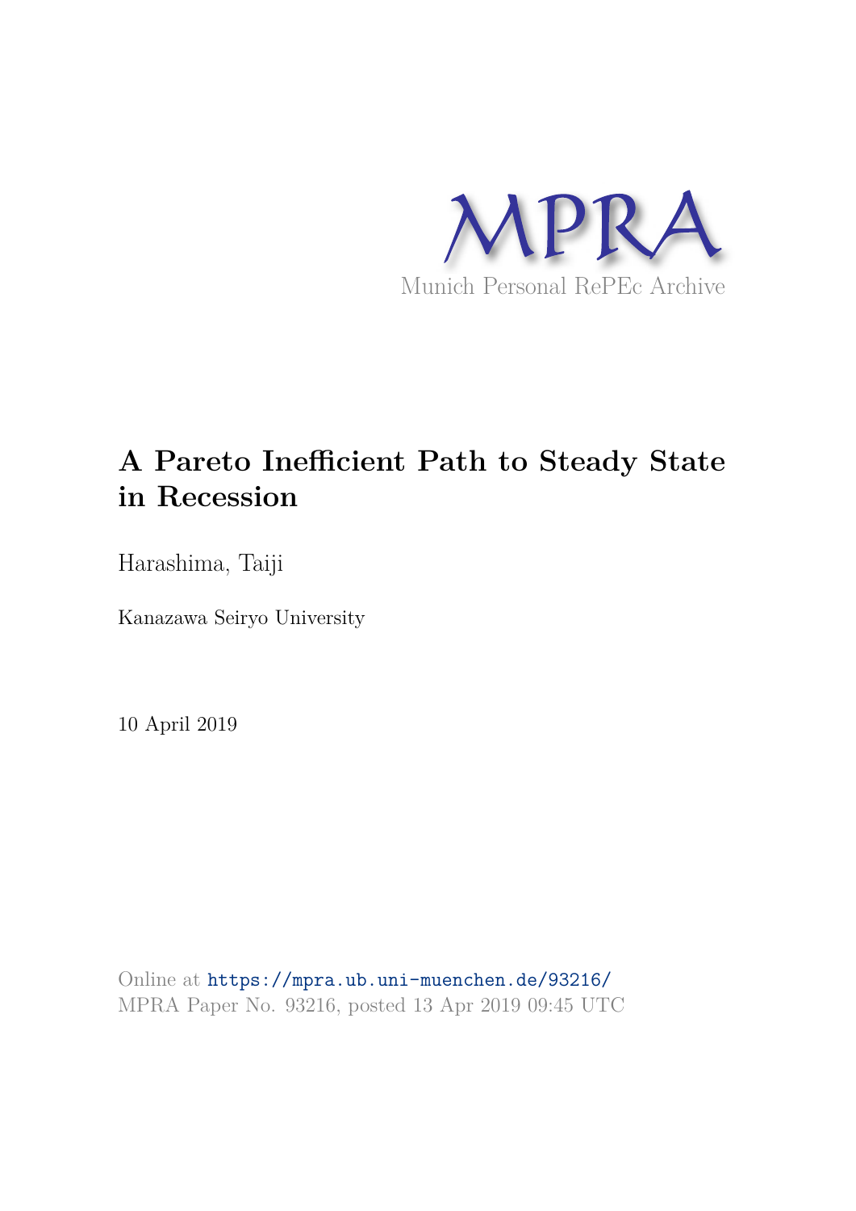MPRA

Munich Personal RePEc Archive

# A Pareto Inefficient Path to Steady State in Recession

Harashima, Taiji

Kanazawa Seiryo University

10 April 2019

Online at https://mpra.ub.uni-muenchen.de/93216/
MPRA Paper No. 93216, posted 13 Apr 2019 09:45 UTC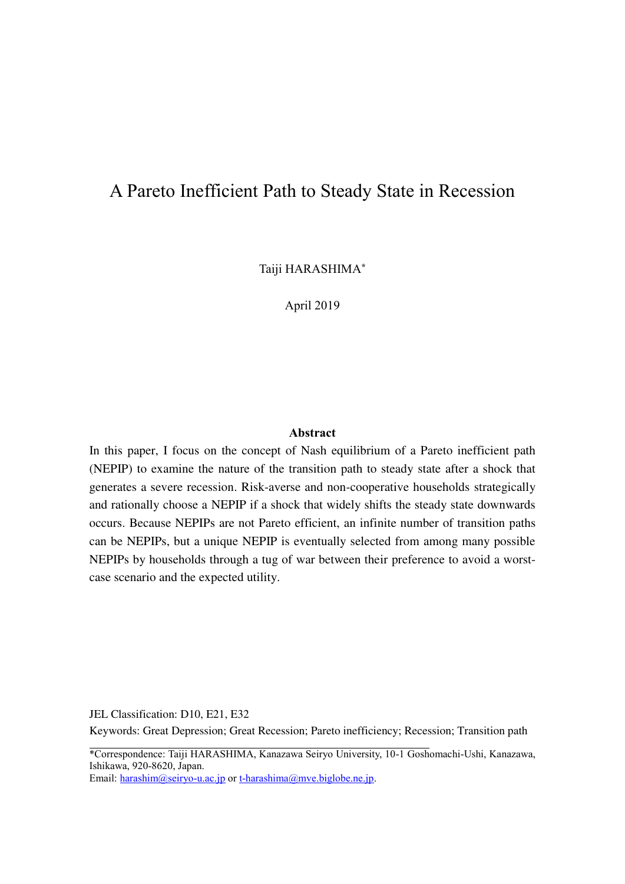# A Pareto Inefficient Path to Steady State in Recession

Taiji HARASHIMA[*]

April 2019

## Abstract

In this paper, I focus on the concept of Nash equilibrium of a Pareto inefficient path (NEPIP) to examine the nature of the transition path to steady state after a shock that generates a severe recession. Risk-averse and non-cooperative households strategically and rationally choose a NEPIP if a shock that widely shifts the steady state downwards occurs. Because NEPIPs are not Pareto efficient, an infinite number of transition paths can be NEPIPs, but a unique NEPIP is eventually selected from among many possible NEPIPs by households through a tug of war between their preference to avoid a worst-case scenario and the expected utility.

JEL Classification: D10, E21, E32

Keywords: Great Depression; Great Recession; Pareto inefficiency; Recession; Transition path

---

*Correspondence: Taiji HARASHIMA, Kanazawa Seiryo University, 10-1 Goshomachi-Ushi, Kanazawa, Ishikawa, 920-8620, Japan.
Email: harashim@seiryo-u.ac.jp or t-harashima@mve.biglobe.ne.jp.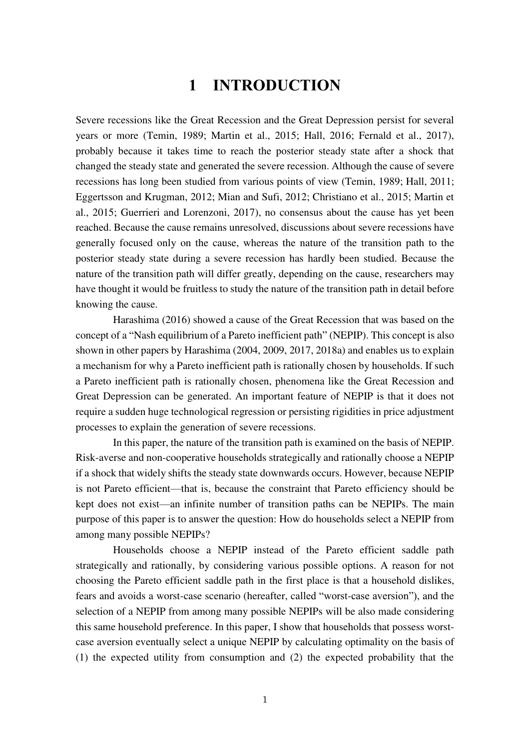# 1 INTRODUCTION

Severe recessions like the Great Recession and the Great Depression persist for several years or more (Temin, 1989; Martin et al., 2015; Hall, 2016; Fernald et al., 2017), probably because it takes time to reach the posterior steady state after a shock that changed the steady state and generated the severe recession. Although the cause of severe recessions has long been studied from various points of view (Temin, 1989; Hall, 2011; Eggertsson and Krugman, 2012; Mian and Sufi, 2012; Christiano et al., 2015; Martin et al., 2015; Guerrieri and Lorenzoni, 2017), no consensus about the cause has yet been reached. Because the cause remains unresolved, discussions about severe recessions have generally focused only on the cause, whereas the nature of the transition path to the posterior steady state during a severe recession has hardly been studied. Because the nature of the transition path will differ greatly, depending on the cause, researchers may have thought it would be fruitless to study the nature of the transition path in detail before knowing the cause.

Harashima (2016) showed a cause of the Great Recession that was based on the concept of a "Nash equilibrium of a Pareto inefficient path" (NEPIP). This concept is also shown in other papers by Harashima (2004, 2009, 2017, 2018a) and enables us to explain a mechanism for why a Pareto inefficient path is rationally chosen by households. If such a Pareto inefficient path is rationally chosen, phenomena like the Great Recession and Great Depression can be generated. An important feature of NEPIP is that it does not require a sudden huge technological regression or persisting rigidities in price adjustment processes to explain the generation of severe recessions.

In this paper, the nature of the transition path is examined on the basis of NEPIP. Risk-averse and non-cooperative households strategically and rationally choose a NEPIP if a shock that widely shifts the steady state downwards occurs. However, because NEPIP is not Pareto efficient—that is, because the constraint that Pareto efficiency should be kept does not exist—an infinite number of transition paths can be NEPIPs. The main purpose of this paper is to answer the question: How do households select a NEPIP from among many possible NEPIPs?

Households choose a NEPIP instead of the Pareto efficient saddle path strategically and rationally, by considering various possible options. A reason for not choosing the Pareto efficient saddle path in the first place is that a household dislikes, fears and avoids a worst-case scenario (hereafter, called "worst-case aversion"), and the selection of a NEPIP from among many possible NEPIPs will be also made considering this same household preference. In this paper, I show that households that possess worst-case aversion eventually select a unique NEPIP by calculating optimality on the basis of (1) the expected utility from consumption and (2) the expected probability that the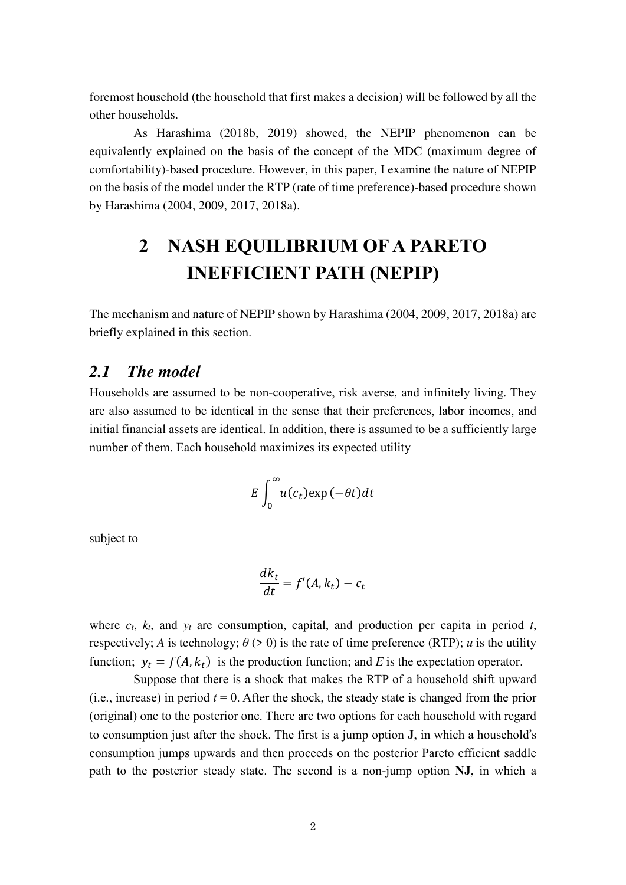foremost household (the household that first makes a decision) will be followed by all the other households.

As Harashima (2018b, 2019) showed, the NEPIP phenomenon can be equivalently explained on the basis of the concept of the MDC (maximum degree of comfortability)-based procedure. However, in this paper, I examine the nature of NEPIP on the basis of the model under the RTP (rate of time preference)-based procedure shown by Harashima (2004, 2009, 2017, 2018a).

# 2 NASH EQUILIBRIUM OF A PARETO INEFFICIENT PATH (NEPIP)

The mechanism and nature of NEPIP shown by Harashima (2004, 2009, 2017, 2018a) are briefly explained in this section.

## *2.1 The model*

Households are assumed to be non-cooperative, risk averse, and infinitely living. They are also assumed to be identical in the sense that their preferences, labor incomes, and initial financial assets are identical. In addition, there is assumed to be a sufficiently large number of them. Each household maximizes its expected utility

$$E\int_0^{\infty} u(c_t)\exp(-\theta t)dt$$

subject to

$$\frac{dk_t}{dt} = f'(A, k_t) - c_t$$

where $c_t$, $k_t$, and $y_t$ are consumption, capital, and production per capita in period $t$, respectively; $A$ is technology; $\theta$ (> 0) is the rate of time preference (RTP); $u$ is the utility function; $y_t = f(A, k_t)$ is the production function; and $E$ is the expectation operator.

Suppose that there is a shock that makes the RTP of a household shift upward (i.e., increase) in period $t = 0$. After the shock, the steady state is changed from the prior (original) one to the posterior one. There are two options for each household with regard to consumption just after the shock. The first is a jump option **J**, in which a household's consumption jumps upwards and then proceeds on the posterior Pareto efficient saddle path to the posterior steady state. The second is a non-jump option **NJ**, in which a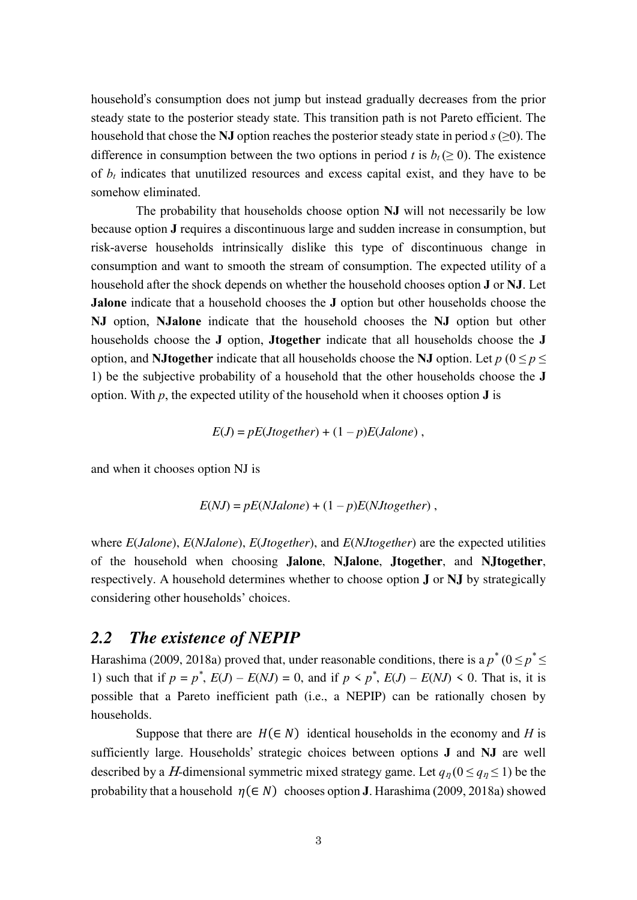household's consumption does not jump but instead gradually decreases from the prior steady state to the posterior steady state. This transition path is not Pareto efficient. The household that chose the **NJ** option reaches the posterior steady state in period $s$ ($\geq 0$). The difference in consumption between the two options in period $t$ is $b_t$ ($\geq 0$). The existence of $b_t$ indicates that unutilized resources and excess capital exist, and they have to be somehow eliminated.

The probability that households choose option **NJ** will not necessarily be low because option **J** requires a discontinuous large and sudden increase in consumption, but risk-averse households intrinsically dislike this type of discontinuous change in consumption and want to smooth the stream of consumption. The expected utility of a household after the shock depends on whether the household chooses option **J** or **NJ**. Let **Jalone** indicate that a household chooses the **J** option but other households choose the **NJ** option, **NJalone** indicate that the household chooses the **NJ** option but other households choose the **J** option, **Jtogether** indicate that all households choose the **J** option, and **NJtogether** indicate that all households choose the **NJ** option. Let $p$ ($0 \leq p \leq 1$) be the subjective probability of a household that the other households choose the **J** option. With $p$, the expected utility of the household when it chooses option **J** is

$$E(J) = pE(Jtogether) + (1 - p)E(Jalone) ,$$

and when it chooses option NJ is

$$E(NJ) = pE(NJalone) + (1 - p)E(NJtogether) ,$$

where $E(Jalone)$, $E(NJalone)$, $E(Jtogether)$, and $E(NJtogether)$ are the expected utilities of the household when choosing **Jalone**, **NJalone**, **Jtogether**, and **NJtogether**, respectively. A household determines whether to choose option **J** or **NJ** by strategically considering other households' choices.

## *2.2 The existence of NEPIP*

Harashima (2009, 2018a) proved that, under reasonable conditions, there is a $p^*$ ($0 \leq p^* \leq 1$) such that if $p = p^*$, $E(J) - E(NJ) = 0$, and if $p < p^*$, $E(J) - E(NJ) < 0$. That is, it is possible that a Pareto inefficient path (i.e., a NEPIP) can be rationally chosen by households.

Suppose that there are $H (\in N)$ identical households in the economy and $H$ is sufficiently large. Households' strategic choices between options **J** and **NJ** are well described by a $H$-dimensional symmetric mixed strategy game. Let $q_\eta$ ($0 \leq q_\eta \leq 1$) be the probability that a household $\eta (\in N)$ chooses option **J**. Harashima (2009, 2018a) showed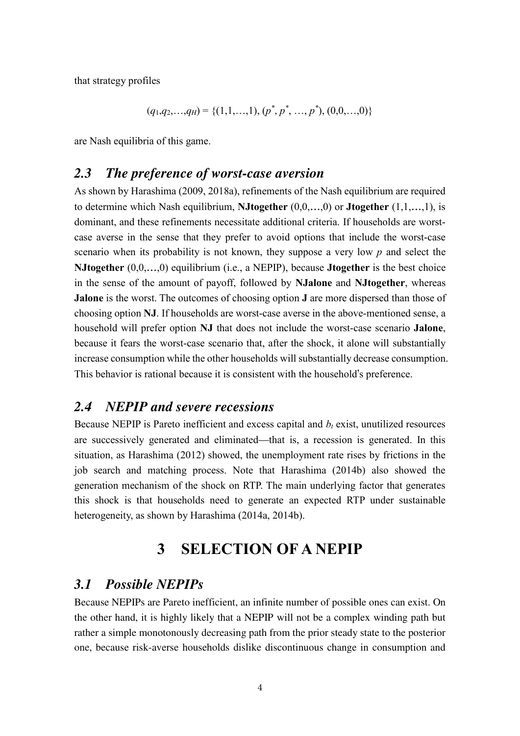that strategy profiles

$$(q_1, q_2, \ldots, q_H) = \{(1,1,\ldots,1), (p^*, p^*, \ldots, p^*), (0,0,\ldots,0)\}$$

are Nash equilibria of this game.

## *2.3 The preference of worst-case aversion*

As shown by Harashima (2009, 2018a), refinements of the Nash equilibrium are required to determine which Nash equilibrium, **NJtogether** (0,0,…,0) or **Jtogether** (1,1,…,1), is dominant, and these refinements necessitate additional criteria. If households are worst-case averse in the sense that they prefer to avoid options that include the worst-case scenario when its probability is not known, they suppose a very low $p$ and select the **NJtogether** (0,0,…,0) equilibrium (i.e., a NEPIP), because **Jtogether** is the best choice in the sense of the amount of payoff, followed by **NJalone** and **NJtogether**, whereas **Jalone** is the worst. The outcomes of choosing option **J** are more dispersed than those of choosing option **NJ**. If households are worst-case averse in the above-mentioned sense, a household will prefer option **NJ** that does not include the worst-case scenario **Jalone**, because it fears the worst-case scenario that, after the shock, it alone will substantially increase consumption while the other households will substantially decrease consumption. This behavior is rational because it is consistent with the household's preference.

## *2.4 NEPIP and severe recessions*

Because NEPIP is Pareto inefficient and excess capital and $b_t$ exist, unutilized resources are successively generated and eliminated—that is, a recession is generated. In this situation, as Harashima (2012) showed, the unemployment rate rises by frictions in the job search and matching process. Note that Harashima (2014b) also showed the generation mechanism of the shock on RTP. The main underlying factor that generates this shock is that households need to generate an expected RTP under sustainable heterogeneity, as shown by Harashima (2014a, 2014b).

# 3 SELECTION OF A NEPIP

## *3.1 Possible NEPIPs*

Because NEPIPs are Pareto inefficient, an infinite number of possible ones can exist. On the other hand, it is highly likely that a NEPIP will not be a complex winding path but rather a simple monotonously decreasing path from the prior steady state to the posterior one, because risk-averse households dislike discontinuous change in consumption and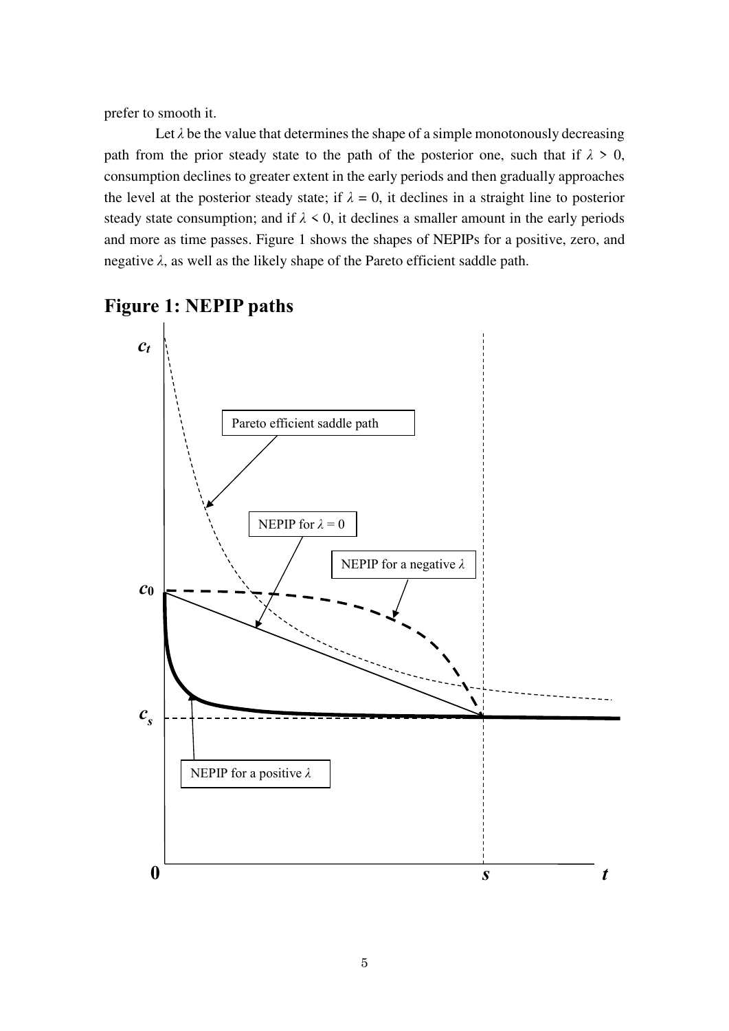prefer to smooth it.

Let $\lambda$ be the value that determines the shape of a simple monotonously decreasing path from the prior steady state to the path of the posterior one, such that if $\lambda > 0$, consumption declines to greater extent in the early periods and then gradually approaches the level at the posterior steady state; if $\lambda = 0$, it declines in a straight line to posterior steady state consumption; and if $\lambda < 0$, it declines a smaller amount in the early periods and more as time passes. Figure 1 shows the shapes of NEPIPs for a positive, zero, and negative $\lambda$, as well as the likely shape of the Pareto efficient saddle path.

## Figure 1: NEPIP paths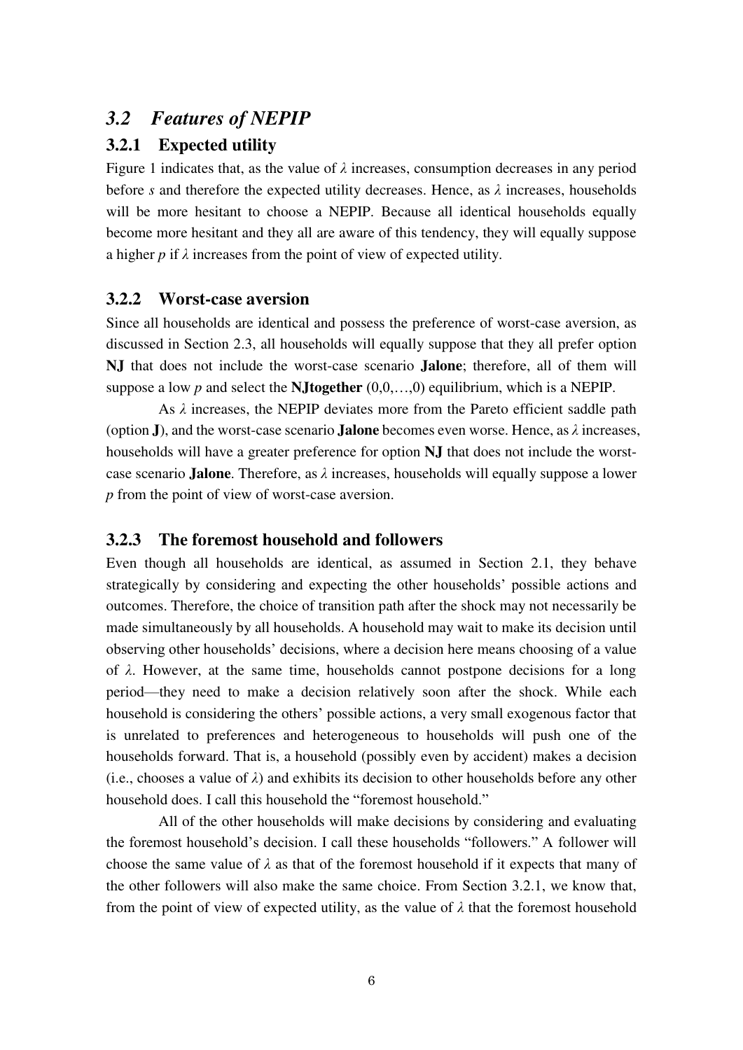## *3.2 Features of NEPIP*

### 3.2.1 Expected utility

Figure 1 indicates that, as the value of $\lambda$ increases, consumption decreases in any period before $s$ and therefore the expected utility decreases. Hence, as $\lambda$ increases, households will be more hesitant to choose a NEPIP. Because all identical households equally become more hesitant and they all are aware of this tendency, they will equally suppose a higher $p$ if $\lambda$ increases from the point of view of expected utility.

### 3.2.2 Worst-case aversion

Since all households are identical and possess the preference of worst-case aversion, as discussed in Section 2.3, all households will equally suppose that they all prefer option **NJ** that does not include the worst-case scenario **Jalone**; therefore, all of them will suppose a low $p$ and select the **NJtogether** $(0,0,\ldots,0)$ equilibrium, which is a NEPIP.

As $\lambda$ increases, the NEPIP deviates more from the Pareto efficient saddle path (option **J**), and the worst-case scenario **Jalone** becomes even worse. Hence, as $\lambda$ increases, households will have a greater preference for option **NJ** that does not include the worst-case scenario **Jalone**. Therefore, as $\lambda$ increases, households will equally suppose a lower $p$ from the point of view of worst-case aversion.

### 3.2.3 The foremost household and followers

Even though all households are identical, as assumed in Section 2.1, they behave strategically by considering and expecting the other households' possible actions and outcomes. Therefore, the choice of transition path after the shock may not necessarily be made simultaneously by all households. A household may wait to make its decision until observing other households' decisions, where a decision here means choosing of a value of $\lambda$. However, at the same time, households cannot postpone decisions for a long period—they need to make a decision relatively soon after the shock. While each household is considering the others' possible actions, a very small exogenous factor that is unrelated to preferences and heterogeneous to households will push one of the households forward. That is, a household (possibly even by accident) makes a decision (i.e., chooses a value of $\lambda$) and exhibits its decision to other households before any other household does. I call this household the "foremost household."

All of the other households will make decisions by considering and evaluating the foremost household's decision. I call these households "followers." A follower will choose the same value of $\lambda$ as that of the foremost household if it expects that many of the other followers will also make the same choice. From Section 3.2.1, we know that, from the point of view of expected utility, as the value of $\lambda$ that the foremost household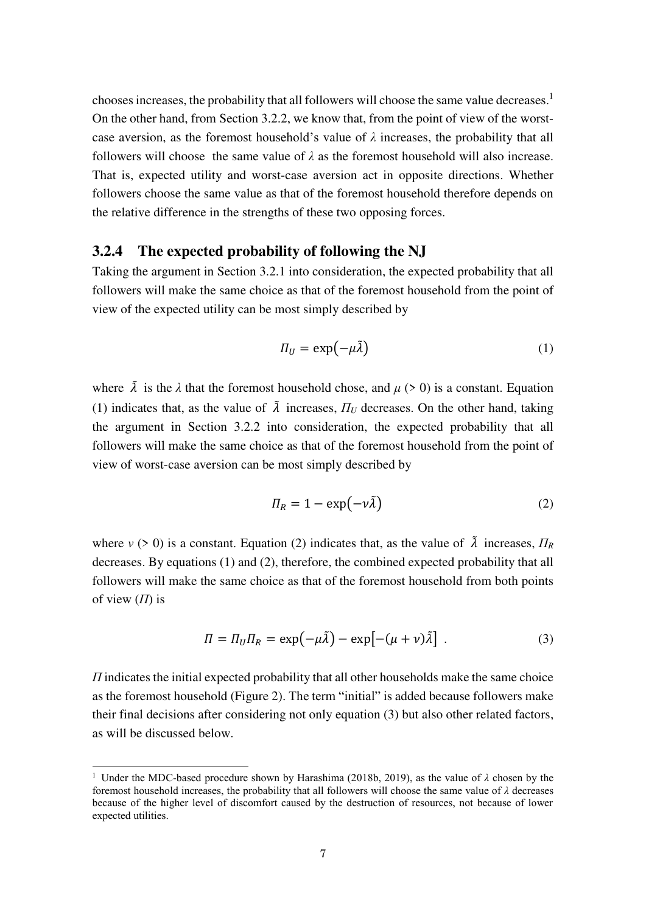chooses increases, the probability that all followers will choose the same value decreases.[1] On the other hand, from Section 3.2.2, we know that, from the point of view of the worst-case aversion, as the foremost household's value of $\lambda$ increases, the probability that all followers will choose the same value of $\lambda$ as the foremost household will also increase. That is, expected utility and worst-case aversion act in opposite directions. Whether followers choose the same value as that of the foremost household therefore depends on the relative difference in the strengths of these two opposing forces.

### 3.2.4 The expected probability of following the NJ

Taking the argument in Section 3.2.1 into consideration, the expected probability that all followers will make the same choice as that of the foremost household from the point of view of the expected utility can be most simply described by

$$\Pi_U = \exp\left(-\mu\tilde{\lambda}\right) \tag{1}$$

where $\tilde{\lambda}$ is the $\lambda$ that the foremost household chose, and $\mu$ (> 0) is a constant. Equation (1) indicates that, as the value of $\tilde{\lambda}$ increases, $\Pi_U$ decreases. On the other hand, taking the argument in Section 3.2.2 into consideration, the expected probability that all followers will make the same choice as that of the foremost household from the point of view of worst-case aversion can be most simply described by

$$\Pi_R = 1 - \exp\left(-\nu\tilde{\lambda}\right) \tag{2}$$

where $\nu$ (> 0) is a constant. Equation (2) indicates that, as the value of $\tilde{\lambda}$ increases, $\Pi_R$ decreases. By equations (1) and (2), therefore, the combined expected probability that all followers will make the same choice as that of the foremost household from both points of view ($\Pi$) is

$$\Pi = \Pi_U \Pi_R = \exp\left(-\mu\tilde{\lambda}\right) - \exp\left[-(\mu+\nu)\tilde{\lambda}\right] \ . \tag{3}$$

$\Pi$ indicates the initial expected probability that all other households make the same choice as the foremost household (Figure 2). The term "initial" is added because followers make their final decisions after considering not only equation (3) but also other related factors, as will be discussed below.

[1] Under the MDC-based procedure shown by Harashima (2018b, 2019), as the value of $\lambda$ chosen by the foremost household increases, the probability that all followers will choose the same value of $\lambda$ decreases because of the higher level of discomfort caused by the destruction of resources, not because of lower expected utilities.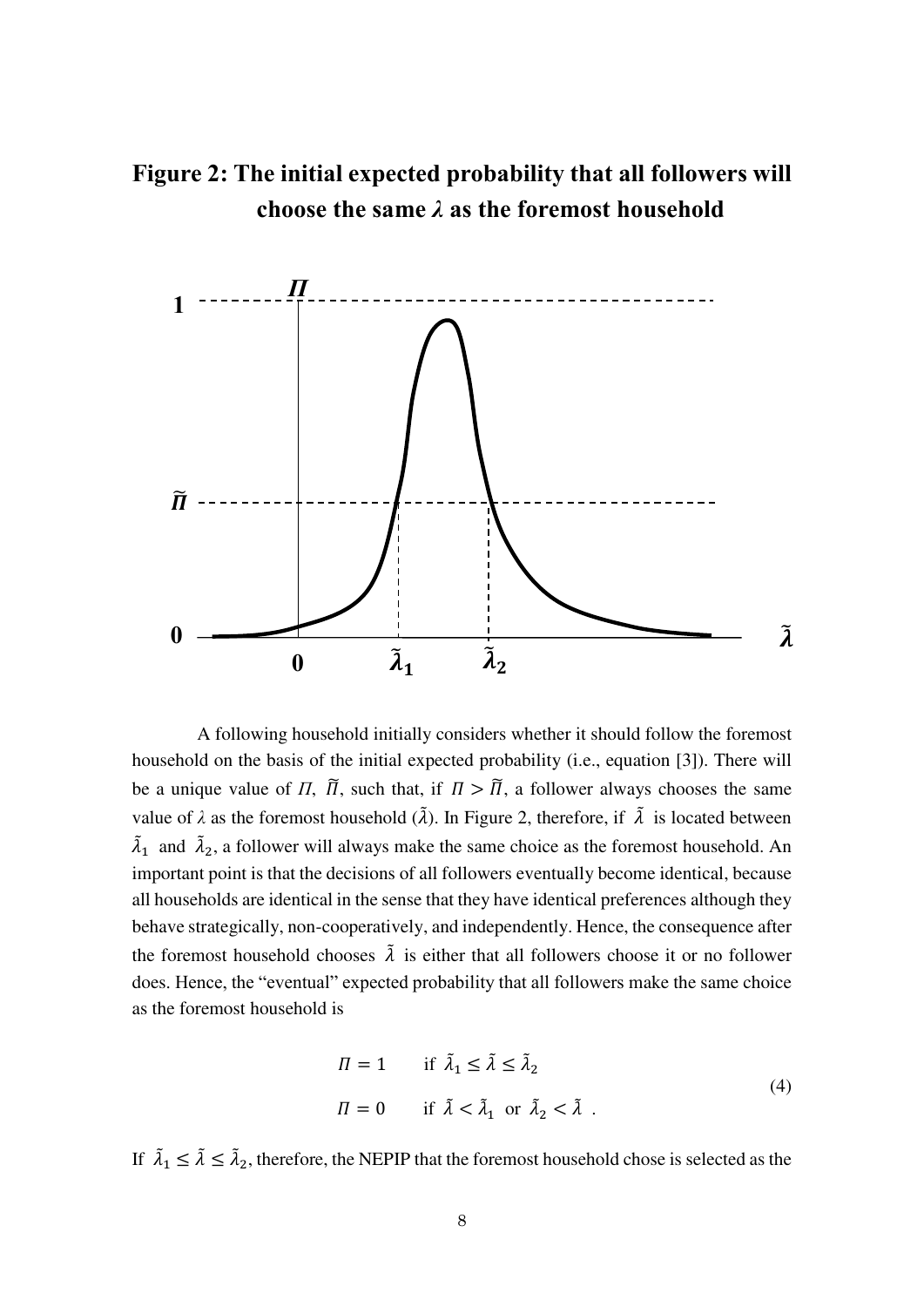**Figure 2: The initial expected probability that all followers will choose the same $\lambda$ as the foremost household**

A following household initially considers whether it should follow the foremost household on the basis of the initial expected probability (i.e., equation [3]). There will be a unique value of $\Pi$, $\tilde{\Pi}$, such that, if $\Pi > \tilde{\Pi}$, a follower always chooses the same value of $\lambda$ as the foremost household ($\tilde{\lambda}$). In Figure 2, therefore, if $\tilde{\lambda}$ is located between $\tilde{\lambda}_1$ and $\tilde{\lambda}_2$, a follower will always make the same choice as the foremost household. An important point is that the decisions of all followers eventually become identical, because all households are identical in the sense that they have identical preferences although they behave strategically, non-cooperatively, and independently. Hence, the consequence after the foremost household chooses $\tilde{\lambda}$ is either that all followers choose it or no follower does. Hence, the "eventual" expected probability that all followers make the same choice as the foremost household is

$$
\begin{aligned}
\Pi &= 1 \qquad \text{if } \tilde{\lambda}_1 \leq \tilde{\lambda} \leq \tilde{\lambda}_2 \\
\Pi &= 0 \qquad \text{if } \tilde{\lambda} < \tilde{\lambda}_1 \text{ or } \tilde{\lambda}_2 < \tilde{\lambda} \;.
\end{aligned}
\tag{4}
$$

If $\tilde{\lambda}_1 \leq \tilde{\lambda} \leq \tilde{\lambda}_2$, therefore, the NEPIP that the foremost household chose is selected as the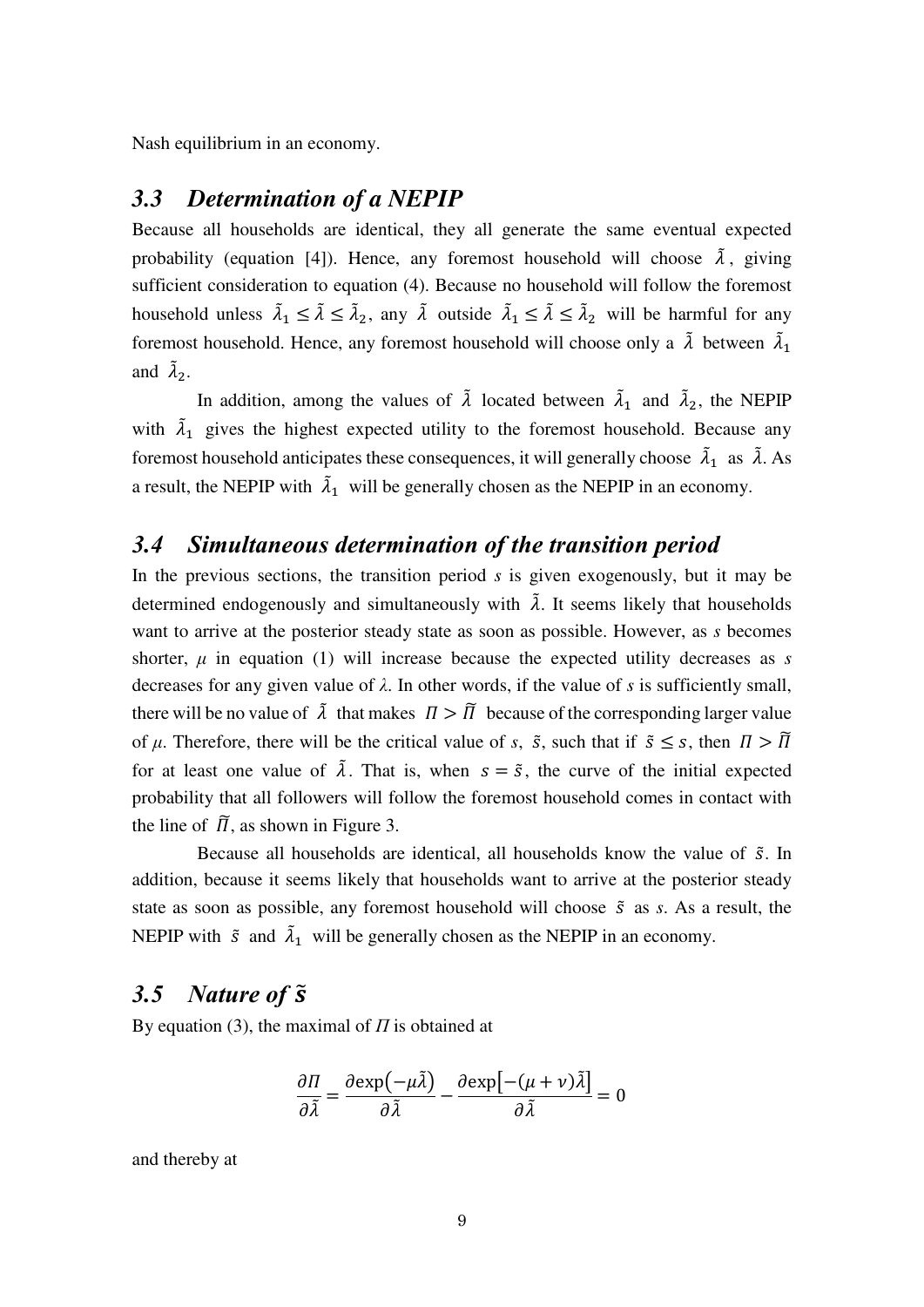Nash equilibrium in an economy.

## 3.3 Determination of a NEPIP

Because all households are identical, they all generate the same eventual expected probability (equation [4]). Hence, any foremost household will choose $\tilde{\lambda}$, giving sufficient consideration to equation (4). Because no household will follow the foremost household unless $\tilde{\lambda}_1 \leq \tilde{\lambda} \leq \tilde{\lambda}_2$, any $\tilde{\lambda}$ outside $\tilde{\lambda}_1 \leq \tilde{\lambda} \leq \tilde{\lambda}_2$ will be harmful for any foremost household. Hence, any foremost household will choose only a $\tilde{\lambda}$ between $\tilde{\lambda}_1$ and $\tilde{\lambda}_2$.

In addition, among the values of $\tilde{\lambda}$ located between $\tilde{\lambda}_1$ and $\tilde{\lambda}_2$, the NEPIP with $\tilde{\lambda}_1$ gives the highest expected utility to the foremost household. Because any foremost household anticipates these consequences, it will generally choose $\tilde{\lambda}_1$ as $\tilde{\lambda}$. As a result, the NEPIP with $\tilde{\lambda}_1$ will be generally chosen as the NEPIP in an economy.

## 3.4 Simultaneous determination of the transition period

In the previous sections, the transition period $s$ is given exogenously, but it may be determined endogenously and simultaneously with $\tilde{\lambda}$. It seems likely that households want to arrive at the posterior steady state as soon as possible. However, as $s$ becomes shorter, $\mu$ in equation (1) will increase because the expected utility decreases as $s$ decreases for any given value of $\lambda$. In other words, if the value of $s$ is sufficiently small, there will be no value of $\tilde{\lambda}$ that makes $\Pi > \tilde{\Pi}$ because of the corresponding larger value of $\mu$. Therefore, there will be the critical value of $s$, $\tilde{s}$, such that if $\tilde{s} \leq s$, then $\Pi > \tilde{\Pi}$ for at least one value of $\tilde{\lambda}$. That is, when $s = \tilde{s}$, the curve of the initial expected probability that all followers will follow the foremost household comes in contact with the line of $\tilde{\Pi}$, as shown in Figure 3.

Because all households are identical, all households know the value of $\tilde{s}$. In addition, because it seems likely that households want to arrive at the posterior steady state as soon as possible, any foremost household will choose $\tilde{s}$ as $s$. As a result, the NEPIP with $\tilde{s}$ and $\tilde{\lambda}_1$ will be generally chosen as the NEPIP in an economy.

## 3.5 Nature of $\tilde{s}$

By equation (3), the maximal of $\Pi$ is obtained at

$$\frac{\partial \Pi}{\partial \tilde{\lambda}} = \frac{\partial \exp(-\mu \tilde{\lambda})}{\partial \tilde{\lambda}} - \frac{\partial \exp\left[-(\mu + \nu)\tilde{\lambda}\right]}{\partial \tilde{\lambda}} = 0$$

and thereby at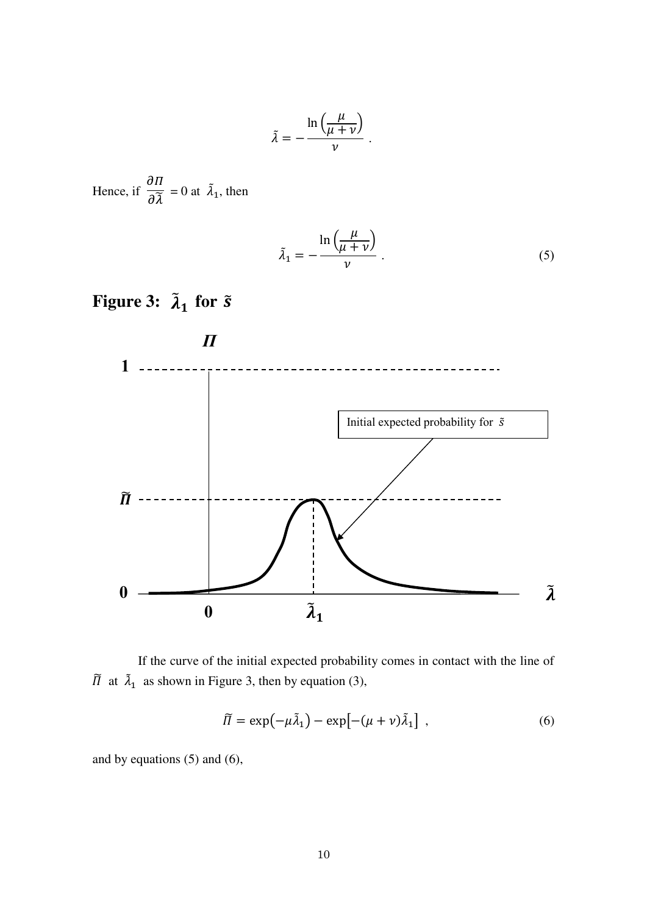$$\tilde{\lambda} = -\frac{\ln\left(\frac{\mu}{\mu+\nu}\right)}{\nu} .$$

Hence, if $\frac{\partial \Pi}{\partial \tilde{\lambda}} = 0$ at $\tilde{\lambda}_1$, then

$$\tilde{\lambda}_1 = -\frac{\ln\left(\frac{\mu}{\mu+\nu}\right)}{\nu} . \tag{5}$$

**Figure 3: $\tilde{\lambda}_1$ for $\tilde{s}$**

If the curve of the initial expected probability comes in contact with the line of $\widetilde{\Pi}$ at $\tilde{\lambda}_1$ as shown in Figure 3, then by equation (3),

$$\widetilde{\Pi} = \exp\left(-\mu\tilde{\lambda}_1\right) - \exp\left[-(\mu+\nu)\tilde{\lambda}_1\right] , \tag{6}$$

and by equations (5) and (6),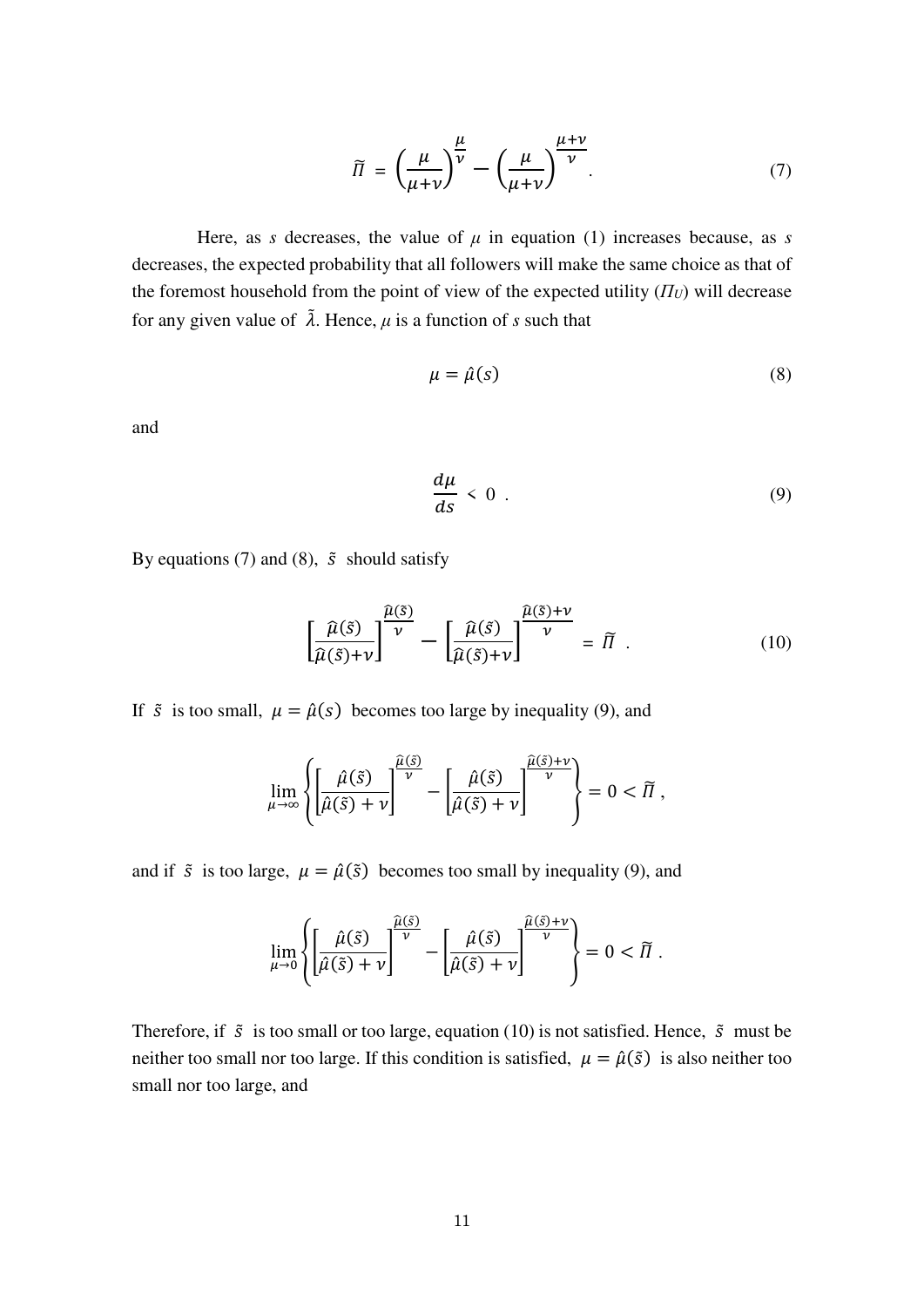$$\widetilde{\Pi} = \left(\frac{\mu}{\mu+\nu}\right)^{\frac{\mu}{\nu}} - \left(\frac{\mu}{\mu+\nu}\right)^{\frac{\mu+\nu}{\nu}} . \tag{7}$$

Here, as $s$ decreases, the value of $\mu$ in equation (1) increases because, as $s$ decreases, the expected probability that all followers will make the same choice as that of the foremost household from the point of view of the expected utility ($\Pi_U$) will decrease for any given value of $\tilde{\lambda}$. Hence, $\mu$ is a function of $s$ such that

$$\mu = \hat{\mu}(s) \tag{8}$$

and

$$\frac{d\mu}{ds} < 0 \ . \tag{9}$$

By equations (7) and (8), $\tilde{s}$ should satisfy

$$\left[\frac{\hat{\mu}(\tilde{s})}{\hat{\mu}(\tilde{s})+\nu}\right]^{\frac{\hat{\mu}(\tilde{s})}{\nu}} - \left[\frac{\hat{\mu}(\tilde{s})}{\hat{\mu}(\tilde{s})+\nu}\right]^{\frac{\hat{\mu}(\tilde{s})+\nu}{\nu}} = \widetilde{\Pi} \ . \tag{10}$$

If $\tilde{s}$ is too small, $\mu = \hat{\mu}(s)$ becomes too large by inequality (9), and

$$\lim_{\mu \to \infty} \left\{ \left[\frac{\hat{\mu}(\tilde{s})}{\hat{\mu}(\tilde{s})+\nu}\right]^{\frac{\hat{\mu}(\tilde{s})}{\nu}} - \left[\frac{\hat{\mu}(\tilde{s})}{\hat{\mu}(\tilde{s})+\nu}\right]^{\frac{\hat{\mu}(\tilde{s})+\nu}{\nu}} \right\} = 0 < \widetilde{\Pi} \ ,$$

and if $\tilde{s}$ is too large, $\mu = \hat{\mu}(\tilde{s})$ becomes too small by inequality (9), and

$$\lim_{\mu \to 0} \left\{ \left[\frac{\hat{\mu}(\tilde{s})}{\hat{\mu}(\tilde{s})+\nu}\right]^{\frac{\hat{\mu}(\tilde{s})}{\nu}} - \left[\frac{\hat{\mu}(\tilde{s})}{\hat{\mu}(\tilde{s})+\nu}\right]^{\frac{\hat{\mu}(\tilde{s})+\nu}{\nu}} \right\} = 0 < \widetilde{\Pi} \ .$$

Therefore, if $\tilde{s}$ is too small or too large, equation (10) is not satisfied. Hence, $\tilde{s}$ must be neither too small nor too large. If this condition is satisfied, $\mu = \hat{\mu}(\tilde{s})$ is also neither too small nor too large, and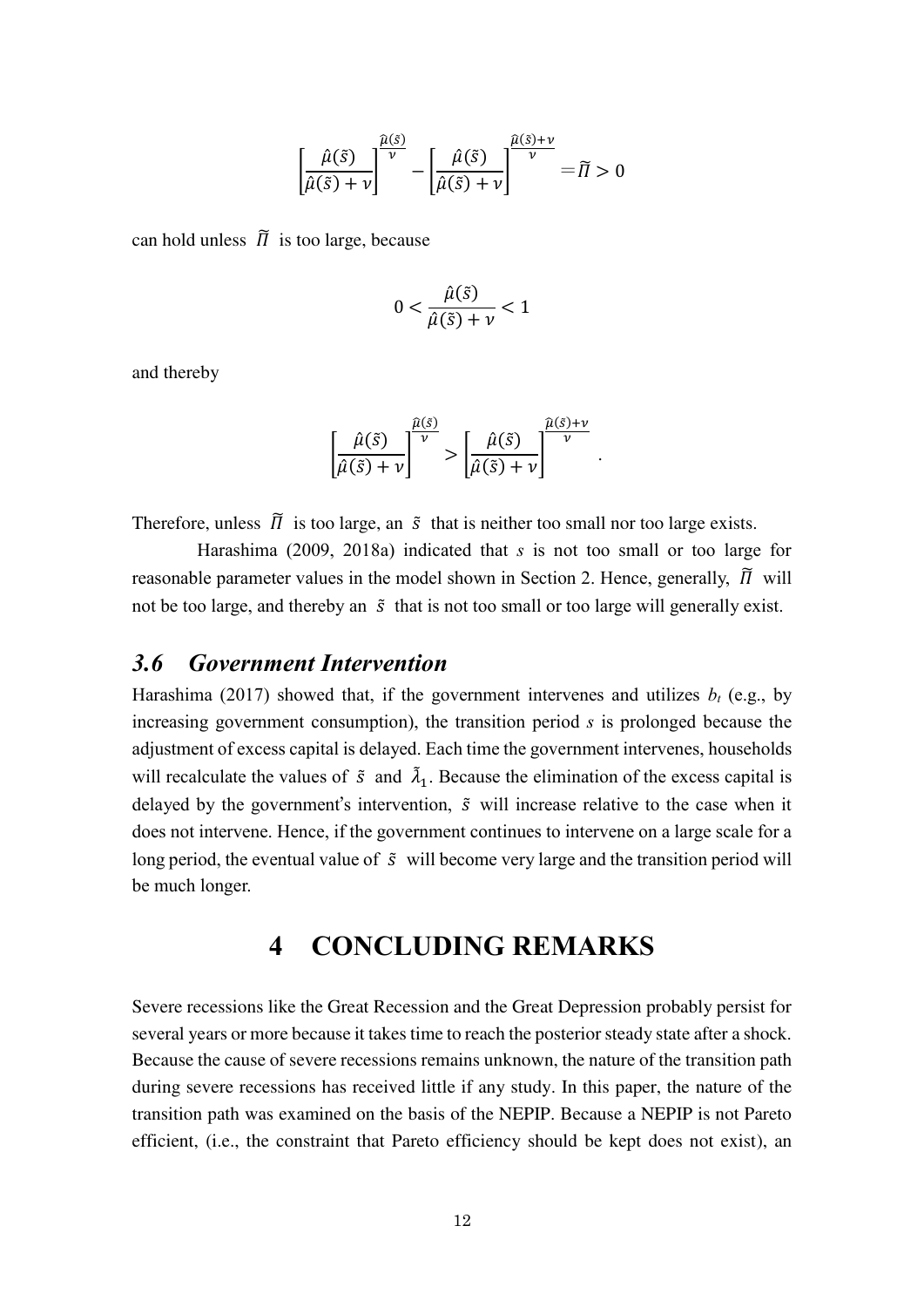$$\left[\frac{\hat{\mu}(\tilde{s})}{\hat{\mu}(\tilde{s})+\nu}\right]^{\frac{\hat{\mu}(\tilde{s})}{\nu}} - \left[\frac{\hat{\mu}(\tilde{s})}{\hat{\mu}(\tilde{s})+\nu}\right]^{\frac{\hat{\mu}(\tilde{s})+\nu}{\nu}} = \widetilde{\Pi} > 0$$

can hold unless $\widetilde{\Pi}$ is too large, because

$$0 < \frac{\hat{\mu}(\tilde{s})}{\hat{\mu}(\tilde{s})+\nu} < 1$$

and thereby

$$\left[\frac{\hat{\mu}(\tilde{s})}{\hat{\mu}(\tilde{s})+\nu}\right]^{\frac{\hat{\mu}(\tilde{s})}{\nu}} > \left[\frac{\hat{\mu}(\tilde{s})}{\hat{\mu}(\tilde{s})+\nu}\right]^{\frac{\hat{\mu}(\tilde{s})+\nu}{\nu}} .$$

Therefore, unless $\widetilde{\Pi}$ is too large, an $\tilde{s}$ that is neither too small nor too large exists.

Harashima (2009, 2018a) indicated that $s$ is not too small or too large for reasonable parameter values in the model shown in Section 2. Hence, generally, $\widetilde{\Pi}$ will not be too large, and thereby an $\tilde{s}$ that is not too small or too large will generally exist.

### *3.6 Government Intervention*

Harashima (2017) showed that, if the government intervenes and utilizes $b_t$ (e.g., by increasing government consumption), the transition period $s$ is prolonged because the adjustment of excess capital is delayed. Each time the government intervenes, households will recalculate the values of $\tilde{s}$ and $\tilde{\lambda}_1$. Because the elimination of the excess capital is delayed by the government's intervention, $\tilde{s}$ will increase relative to the case when it does not intervene. Hence, if the government continues to intervene on a large scale for a long period, the eventual value of $\tilde{s}$ will become very large and the transition period will be much longer.

## 4 CONCLUDING REMARKS

Severe recessions like the Great Recession and the Great Depression probably persist for several years or more because it takes time to reach the posterior steady state after a shock. Because the cause of severe recessions remains unknown, the nature of the transition path during severe recessions has received little if any study. In this paper, the nature of the transition path was examined on the basis of the NEPIP. Because a NEPIP is not Pareto efficient, (i.e., the constraint that Pareto efficiency should be kept does not exist), an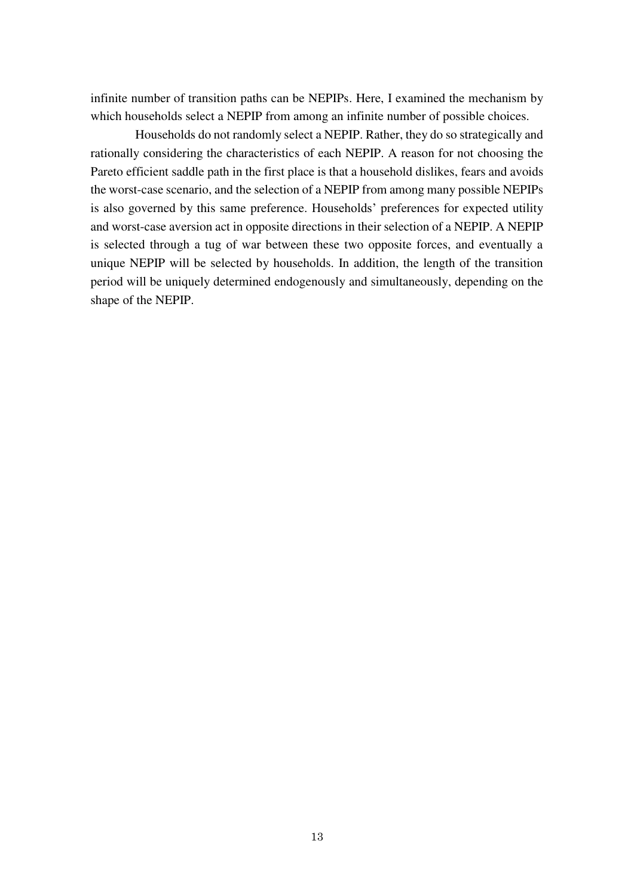infinite number of transition paths can be NEPIPs. Here, I examined the mechanism by which households select a NEPIP from among an infinite number of possible choices.

Households do not randomly select a NEPIP. Rather, they do so strategically and rationally considering the characteristics of each NEPIP. A reason for not choosing the Pareto efficient saddle path in the first place is that a household dislikes, fears and avoids the worst-case scenario, and the selection of a NEPIP from among many possible NEPIPs is also governed by this same preference. Households' preferences for expected utility and worst-case aversion act in opposite directions in their selection of a NEPIP. A NEPIP is selected through a tug of war between these two opposite forces, and eventually a unique NEPIP will be selected by households. In addition, the length of the transition period will be uniquely determined endogenously and simultaneously, depending on the shape of the NEPIP.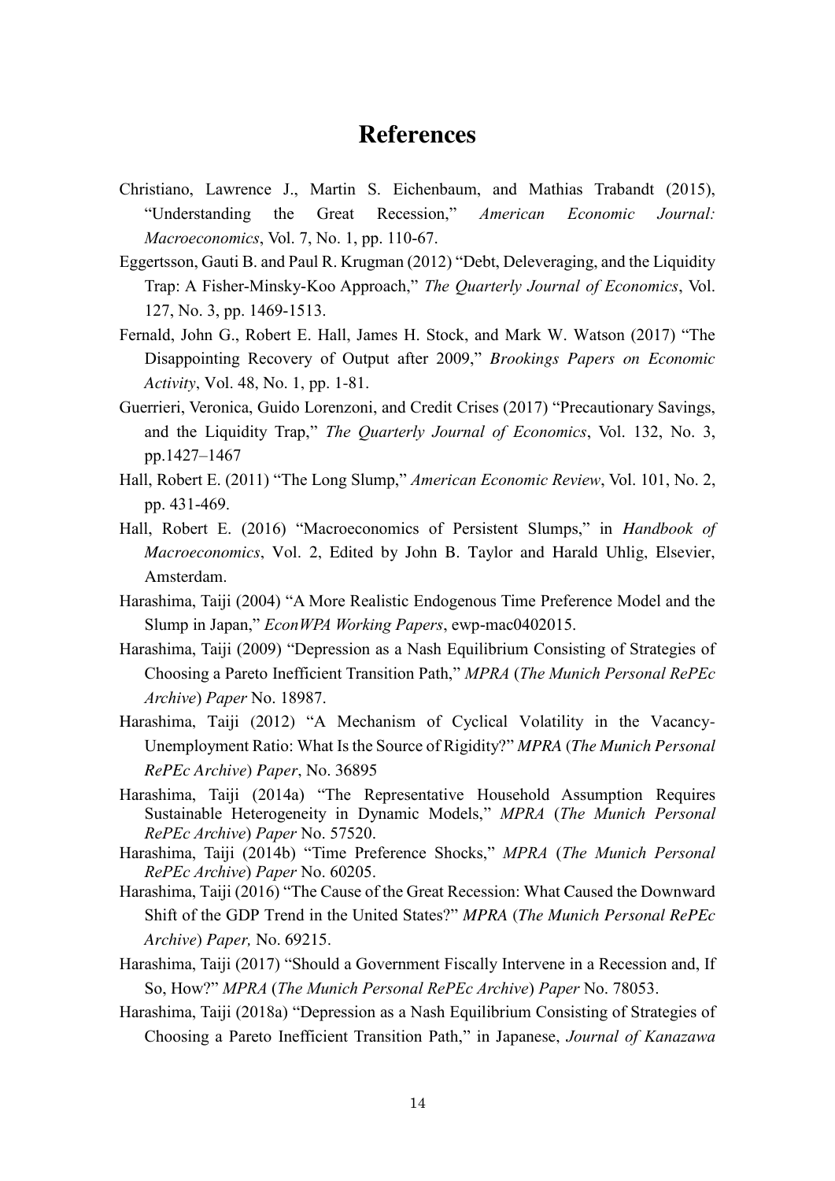# References

Christiano, Lawrence J., Martin S. Eichenbaum, and Mathias Trabandt (2015), "Understanding the Great Recession," *American Economic Journal: Macroeconomics*, Vol. 7, No. 1, pp. 110-67.

Eggertsson, Gauti B. and Paul R. Krugman (2012) "Debt, Deleveraging, and the Liquidity Trap: A Fisher-Minsky-Koo Approach," *The Quarterly Journal of Economics*, Vol. 127, No. 3, pp. 1469-1513.

Fernald, John G., Robert E. Hall, James H. Stock, and Mark W. Watson (2017) "The Disappointing Recovery of Output after 2009," *Brookings Papers on Economic Activity*, Vol. 48, No. 1, pp. 1-81.

Guerrieri, Veronica, Guido Lorenzoni, and Credit Crises (2017) "Precautionary Savings, and the Liquidity Trap," *The Quarterly Journal of Economics*, Vol. 132, No. 3, pp.1427–1467

Hall, Robert E. (2011) "The Long Slump," *American Economic Review*, Vol. 101, No. 2, pp. 431-469.

Hall, Robert E. (2016) "Macroeconomics of Persistent Slumps," in *Handbook of Macroeconomics*, Vol. 2, Edited by John B. Taylor and Harald Uhlig, Elsevier, Amsterdam.

Harashima, Taiji (2004) "A More Realistic Endogenous Time Preference Model and the Slump in Japan," *EconWPA Working Papers*, ewp-mac0402015.

Harashima, Taiji (2009) "Depression as a Nash Equilibrium Consisting of Strategies of Choosing a Pareto Inefficient Transition Path," *MPRA* (*The Munich Personal RePEc Archive*) *Paper* No. 18987.

Harashima, Taiji (2012) "A Mechanism of Cyclical Volatility in the Vacancy-Unemployment Ratio: What Is the Source of Rigidity?" *MPRA* (*The Munich Personal RePEc Archive*) *Paper*, No. 36895

Harashima, Taiji (2014a) "The Representative Household Assumption Requires Sustainable Heterogeneity in Dynamic Models," *MPRA* (*The Munich Personal RePEc Archive*) *Paper* No. 57520.

Harashima, Taiji (2014b) "Time Preference Shocks," *MPRA* (*The Munich Personal RePEc Archive*) *Paper* No. 60205.

Harashima, Taiji (2016) "The Cause of the Great Recession: What Caused the Downward Shift of the GDP Trend in the United States?" *MPRA* (*The Munich Personal RePEc Archive*) *Paper,* No. 69215.

Harashima, Taiji (2017) "Should a Government Fiscally Intervene in a Recession and, If So, How?" *MPRA* (*The Munich Personal RePEc Archive*) *Paper* No. 78053.

Harashima, Taiji (2018a) "Depression as a Nash Equilibrium Consisting of Strategies of Choosing a Pareto Inefficient Transition Path," in Japanese, *Journal of Kanazawa*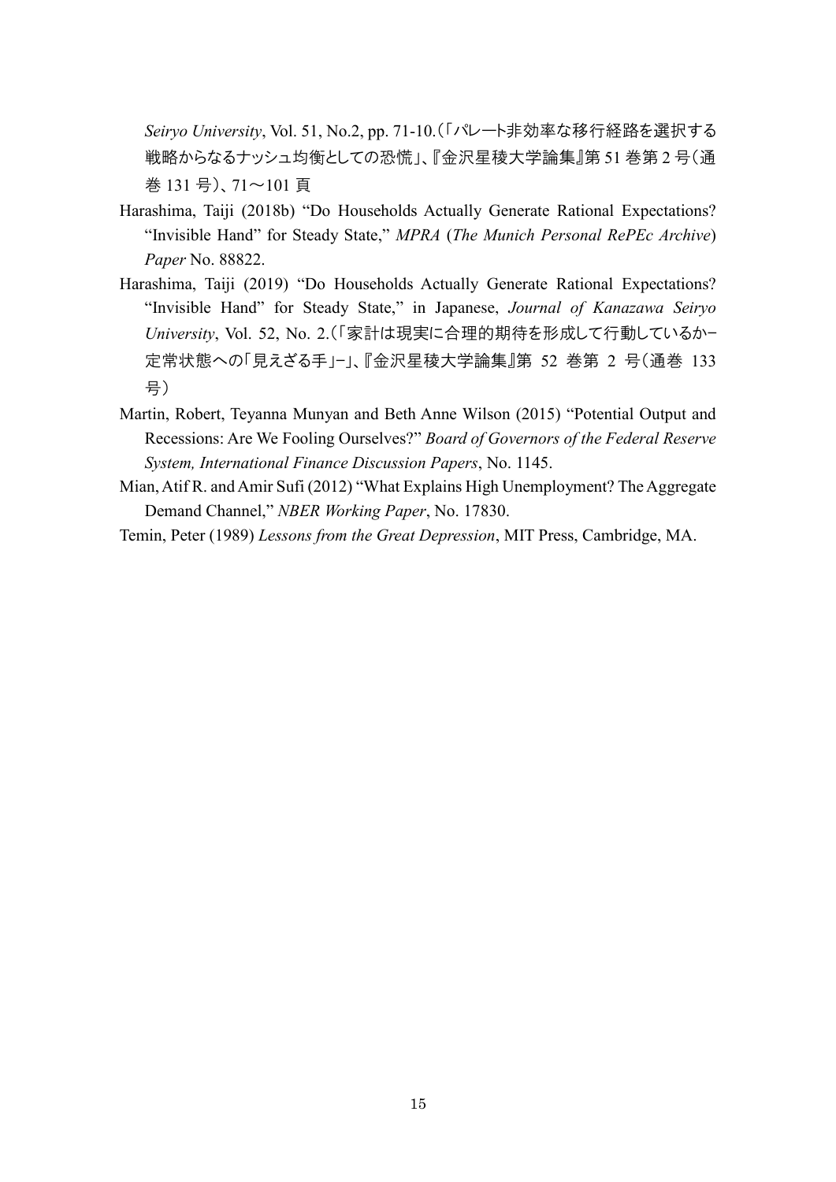*Seiryo University*, Vol. 51, No.2, pp. 71-10.（「パレート非効率な移行経路を選択する戦略からなるナッシュ均衡としての恐慌」、『金沢星稜大学論集』第 51 巻第 2 号（通巻 131 号）、71～101 頁

Harashima, Taiji (2018b) “Do Households Actually Generate Rational Expectations? “Invisible Hand” for Steady State,” *MPRA* (*The Munich Personal RePEc Archive*) *Paper* No. 88822.

Harashima, Taiji (2019) “Do Households Actually Generate Rational Expectations? “Invisible Hand” for Steady State,” in Japanese, *Journal of Kanazawa Seiryo University*, Vol. 52, No. 2.（「家計は現実に合理的期待を形成して行動しているか－定常状態への「見えざる手」－」、『金沢星稜大学論集』第 52 巻第 2 号（通巻 133 号）

Martin, Robert, Teyanna Munyan and Beth Anne Wilson (2015) “Potential Output and Recessions: Are We Fooling Ourselves?” *Board of Governors of the Federal Reserve System, International Finance Discussion Papers*, No. 1145.

Mian, Atif R. and Amir Sufi (2012) “What Explains High Unemployment? The Aggregate Demand Channel,” *NBER Working Paper*, No. 17830.

Temin, Peter (1989) *Lessons from the Great Depression*, MIT Press, Cambridge, MA.